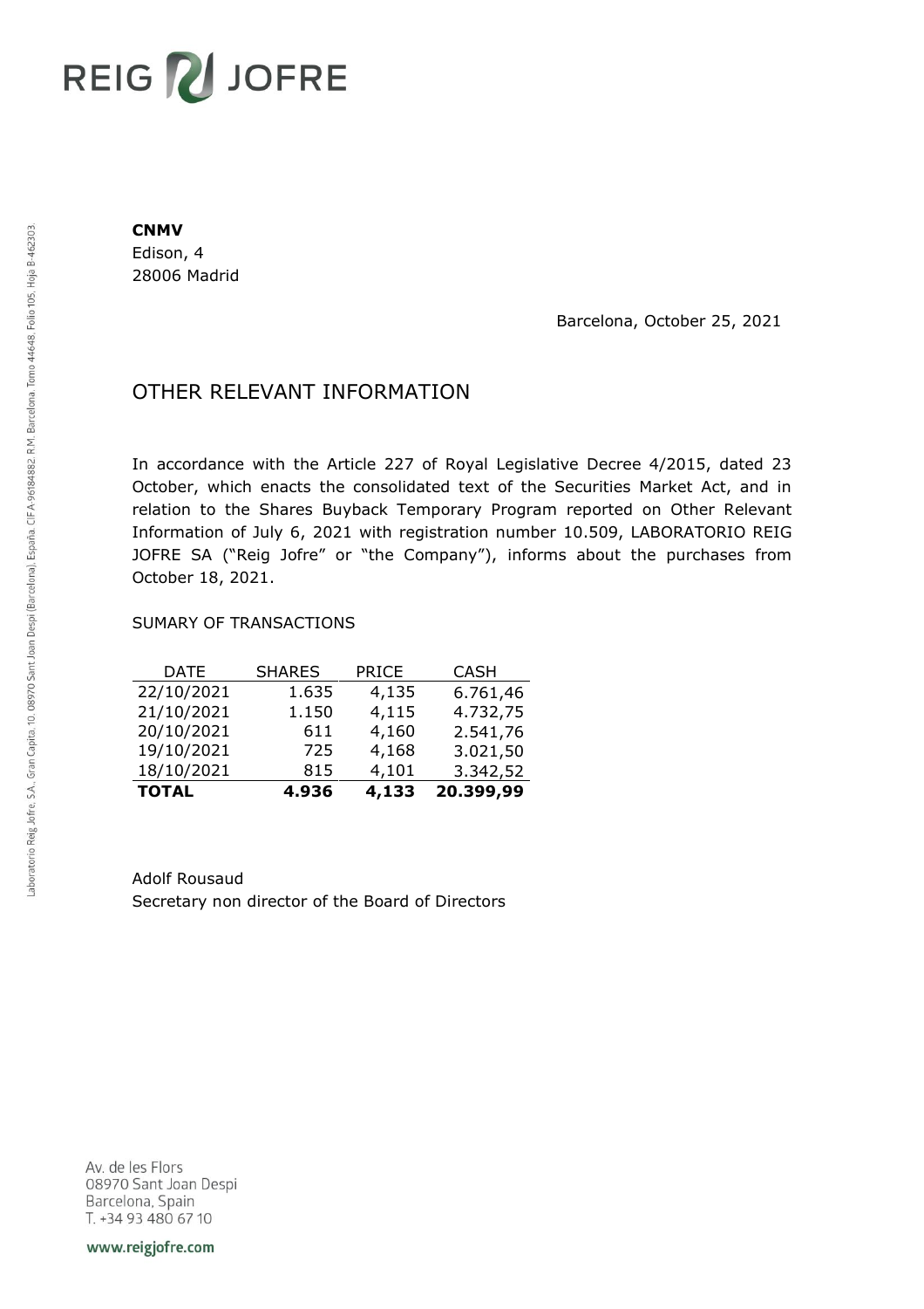REIG JOFRE

**CNMV**
Edison, 4
28006 Madrid

Barcelona, October 25, 2021

# OTHER RELEVANT INFORMATION

In accordance with the Article 227 of Royal Legislative Decree 4/2015, dated 23 October, which enacts the consolidated text of the Securities Market Act, and in relation to the Shares Buyback Temporary Program reported on Other Relevant Information of July 6, 2021 with registration number 10.509, LABORATORIO REIG JOFRE SA ("Reig Jofre" or "the Company"), informs about the purchases from October 18, 2021.

SUMARY OF TRANSACTIONS

| DATE | SHARES | PRICE | CASH |
|---|---|---|---|
| 22/10/2021 | 1.635 | 4,135 | 6.761,46 |
| 21/10/2021 | 1.150 | 4,115 | 4.732,75 |
| 20/10/2021 | 611 | 4,160 | 2.541,76 |
| 19/10/2021 | 725 | 4,168 | 3.021,50 |
| 18/10/2021 | 815 | 4,101 | 3.342,52 |
| **TOTAL** | **4.936** | **4,133** | **20.399,99** |

Adolf Rousaud
Secretary non director of the Board of Directors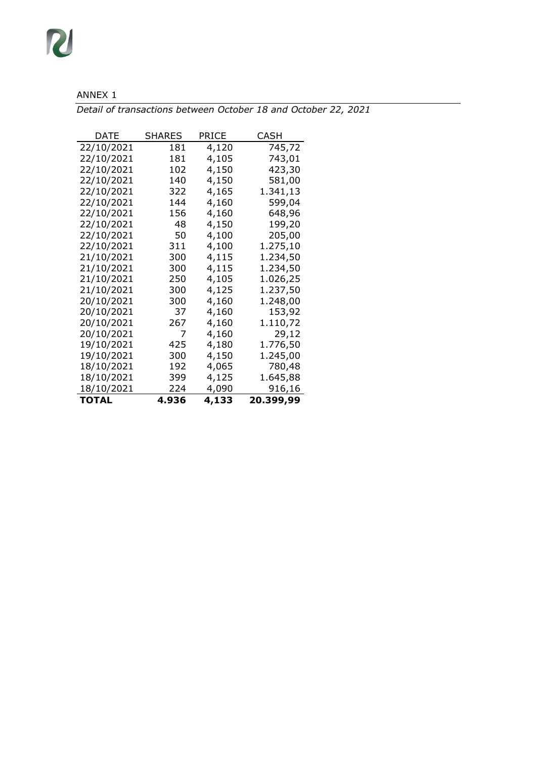ANNEX 1

*Detail of transactions between October 18 and October 22, 2021*

| DATE | SHARES | PRICE | CASH |
|---|---|---|---|
| 22/10/2021 | 181 | 4,120 | 745,72 |
| 22/10/2021 | 181 | 4,105 | 743,01 |
| 22/10/2021 | 102 | 4,150 | 423,30 |
| 22/10/2021 | 140 | 4,150 | 581,00 |
| 22/10/2021 | 322 | 4,165 | 1.341,13 |
| 22/10/2021 | 144 | 4,160 | 599,04 |
| 22/10/2021 | 156 | 4,160 | 648,96 |
| 22/10/2021 | 48 | 4,150 | 199,20 |
| 22/10/2021 | 50 | 4,100 | 205,00 |
| 22/10/2021 | 311 | 4,100 | 1.275,10 |
| 21/10/2021 | 300 | 4,115 | 1.234,50 |
| 21/10/2021 | 300 | 4,115 | 1.234,50 |
| 21/10/2021 | 250 | 4,105 | 1.026,25 |
| 21/10/2021 | 300 | 4,125 | 1.237,50 |
| 20/10/2021 | 300 | 4,160 | 1.248,00 |
| 20/10/2021 | 37 | 4,160 | 153,92 |
| 20/10/2021 | 267 | 4,160 | 1.110,72 |
| 20/10/2021 | 7 | 4,160 | 29,12 |
| 19/10/2021 | 425 | 4,180 | 1.776,50 |
| 19/10/2021 | 300 | 4,150 | 1.245,00 |
| 18/10/2021 | 192 | 4,065 | 780,48 |
| 18/10/2021 | 399 | 4,125 | 1.645,88 |
| 18/10/2021 | 224 | 4,090 | 916,16 |
| **TOTAL** | **4.936** | **4,133** | **20.399,99** |